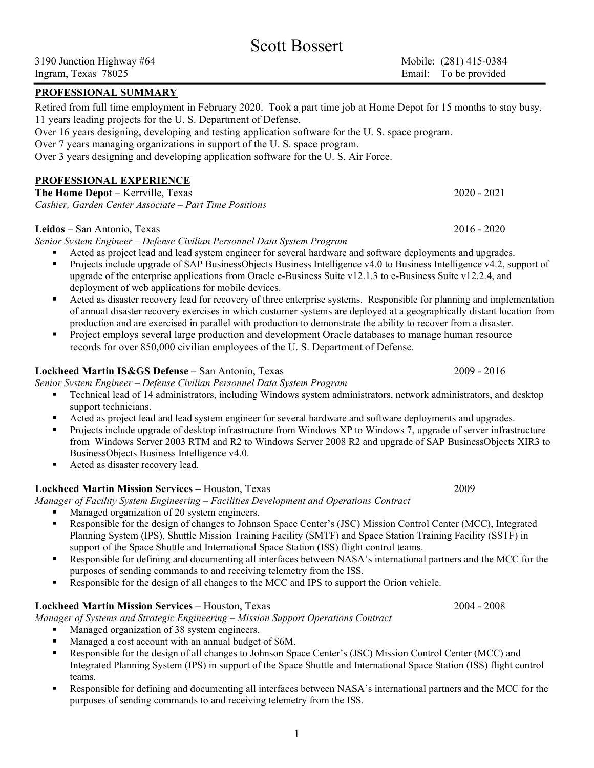# Scott Bossert

3190 Junction Highway #64
Ingram, Texas 78025

Mobile: (281) 415-0384
Email: To be provided

## PROFESSIONAL SUMMARY

Retired from full time employment in February 2020. Took a part time job at Home Depot for 15 months to stay busy.
11 years leading projects for the U. S. Department of Defense.
Over 16 years designing, developing and testing application software for the U. S. space program.
Over 7 years managing organizations in support of the U. S. space program.
Over 3 years designing and developing application software for the U. S. Air Force.

## PROFESSIONAL EXPERIENCE

**The Home Depot –** Kerrville, Texas — 2020 - 2021
*Cashier, Garden Center Associate – Part Time Positions*

**Leidos –** San Antonio, Texas — 2016 - 2020
*Senior System Engineer – Defense Civilian Personnel Data System Program*

- Acted as project lead and lead system engineer for several hardware and software deployments and upgrades.
- Projects include upgrade of SAP BusinessObjects Business Intelligence v4.0 to Business Intelligence v4.2, support of upgrade of the enterprise applications from Oracle e-Business Suite v12.1.3 to e-Business Suite v12.2.4, and deployment of web applications for mobile devices.
- Acted as disaster recovery lead for recovery of three enterprise systems. Responsible for planning and implementation of annual disaster recovery exercises in which customer systems are deployed at a geographically distant location from production and are exercised in parallel with production to demonstrate the ability to recover from a disaster.
- Project employs several large production and development Oracle databases to manage human resource records for over 850,000 civilian employees of the U. S. Department of Defense.

**Lockheed Martin IS&GS Defense –** San Antonio, Texas — 2009 - 2016
*Senior System Engineer – Defense Civilian Personnel Data System Program*

- Technical lead of 14 administrators, including Windows system administrators, network administrators, and desktop support technicians.
- Acted as project lead and lead system engineer for several hardware and software deployments and upgrades.
- Projects include upgrade of desktop infrastructure from Windows XP to Windows 7, upgrade of server infrastructure from Windows Server 2003 RTM and R2 to Windows Server 2008 R2 and upgrade of SAP BusinessObjects XIR3 to BusinessObjects Business Intelligence v4.0.
- Acted as disaster recovery lead.

**Lockheed Martin Mission Services –** Houston, Texas — 2009
*Manager of Facility System Engineering – Facilities Development and Operations Contract*

- Managed organization of 20 system engineers.
- Responsible for the design of changes to Johnson Space Center's (JSC) Mission Control Center (MCC), Integrated Planning System (IPS), Shuttle Mission Training Facility (SMTF) and Space Station Training Facility (SSTF) in support of the Space Shuttle and International Space Station (ISS) flight control teams.
- Responsible for defining and documenting all interfaces between NASA's international partners and the MCC for the purposes of sending commands to and receiving telemetry from the ISS.
- Responsible for the design of all changes to the MCC and IPS to support the Orion vehicle.

**Lockheed Martin Mission Services –** Houston, Texas — 2004 - 2008
*Manager of Systems and Strategic Engineering – Mission Support Operations Contract*

- Managed organization of 38 system engineers.
- Managed a cost account with an annual budget of $6M.
- Responsible for the design of all changes to Johnson Space Center's (JSC) Mission Control Center (MCC) and Integrated Planning System (IPS) in support of the Space Shuttle and International Space Station (ISS) flight control teams.
- Responsible for defining and documenting all interfaces between NASA's international partners and the MCC for the purposes of sending commands to and receiving telemetry from the ISS.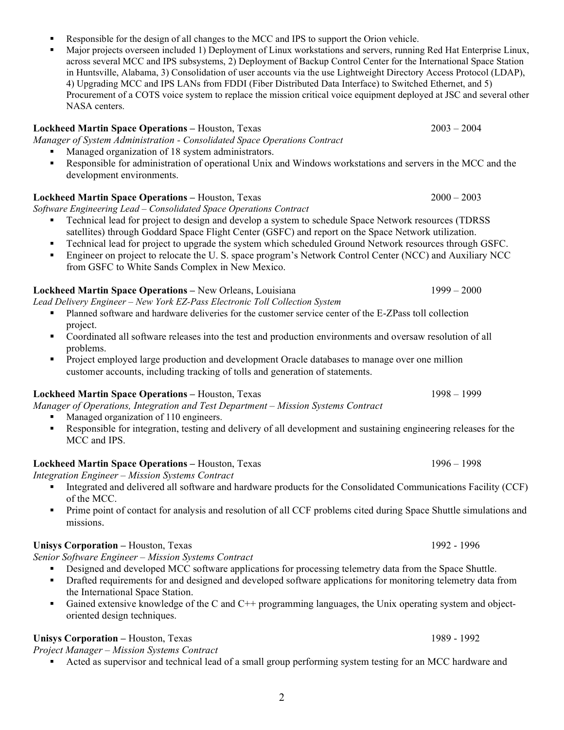- Responsible for the design of all changes to the MCC and IPS to support the Orion vehicle.
- Major projects overseen included 1) Deployment of Linux workstations and servers, running Red Hat Enterprise Linux, across several MCC and IPS subsystems, 2) Deployment of Backup Control Center for the International Space Station in Huntsville, Alabama, 3) Consolidation of user accounts via the use Lightweight Directory Access Protocol (LDAP), 4) Upgrading MCC and IPS LANs from FDDI (Fiber Distributed Data Interface) to Switched Ethernet, and 5) Procurement of a COTS voice system to replace the mission critical voice equipment deployed at JSC and several other NASA centers.

**Lockheed Martin Space Operations –** Houston, Texas 2003 – 2004

*Manager of System Administration - Consolidated Space Operations Contract*

- Managed organization of 18 system administrators.
- Responsible for administration of operational Unix and Windows workstations and servers in the MCC and the development environments.

**Lockheed Martin Space Operations –** Houston, Texas 2000 – 2003

*Software Engineering Lead – Consolidated Space Operations Contract*

- Technical lead for project to design and develop a system to schedule Space Network resources (TDRSS satellites) through Goddard Space Flight Center (GSFC) and report on the Space Network utilization.
- Technical lead for project to upgrade the system which scheduled Ground Network resources through GSFC.
- Engineer on project to relocate the U. S. space program's Network Control Center (NCC) and Auxiliary NCC from GSFC to White Sands Complex in New Mexico.

**Lockheed Martin Space Operations –** New Orleans, Louisiana 1999 – 2000

*Lead Delivery Engineer – New York EZ-Pass Electronic Toll Collection System*

- Planned software and hardware deliveries for the customer service center of the E-ZPass toll collection project.
- Coordinated all software releases into the test and production environments and oversaw resolution of all problems.
- Project employed large production and development Oracle databases to manage over one million customer accounts, including tracking of tolls and generation of statements.

**Lockheed Martin Space Operations –** Houston, Texas 1998 – 1999

*Manager of Operations, Integration and Test Department – Mission Systems Contract*

- Managed organization of 110 engineers.
- Responsible for integration, testing and delivery of all development and sustaining engineering releases for the MCC and IPS.

**Lockheed Martin Space Operations –** Houston, Texas 1996 – 1998

*Integration Engineer – Mission Systems Contract*

- Integrated and delivered all software and hardware products for the Consolidated Communications Facility (CCF) of the MCC.
- Prime point of contact for analysis and resolution of all CCF problems cited during Space Shuttle simulations and missions.

**Unisys Corporation –** Houston, Texas 1992 - 1996

*Senior Software Engineer – Mission Systems Contract*

- Designed and developed MCC software applications for processing telemetry data from the Space Shuttle.
- Drafted requirements for and designed and developed software applications for monitoring telemetry data from the International Space Station.
- Gained extensive knowledge of the C and C++ programming languages, the Unix operating system and object-oriented design techniques.

**Unisys Corporation –** Houston, Texas 1989 - 1992

*Project Manager – Mission Systems Contract*

- Acted as supervisor and technical lead of a small group performing system testing for an MCC hardware and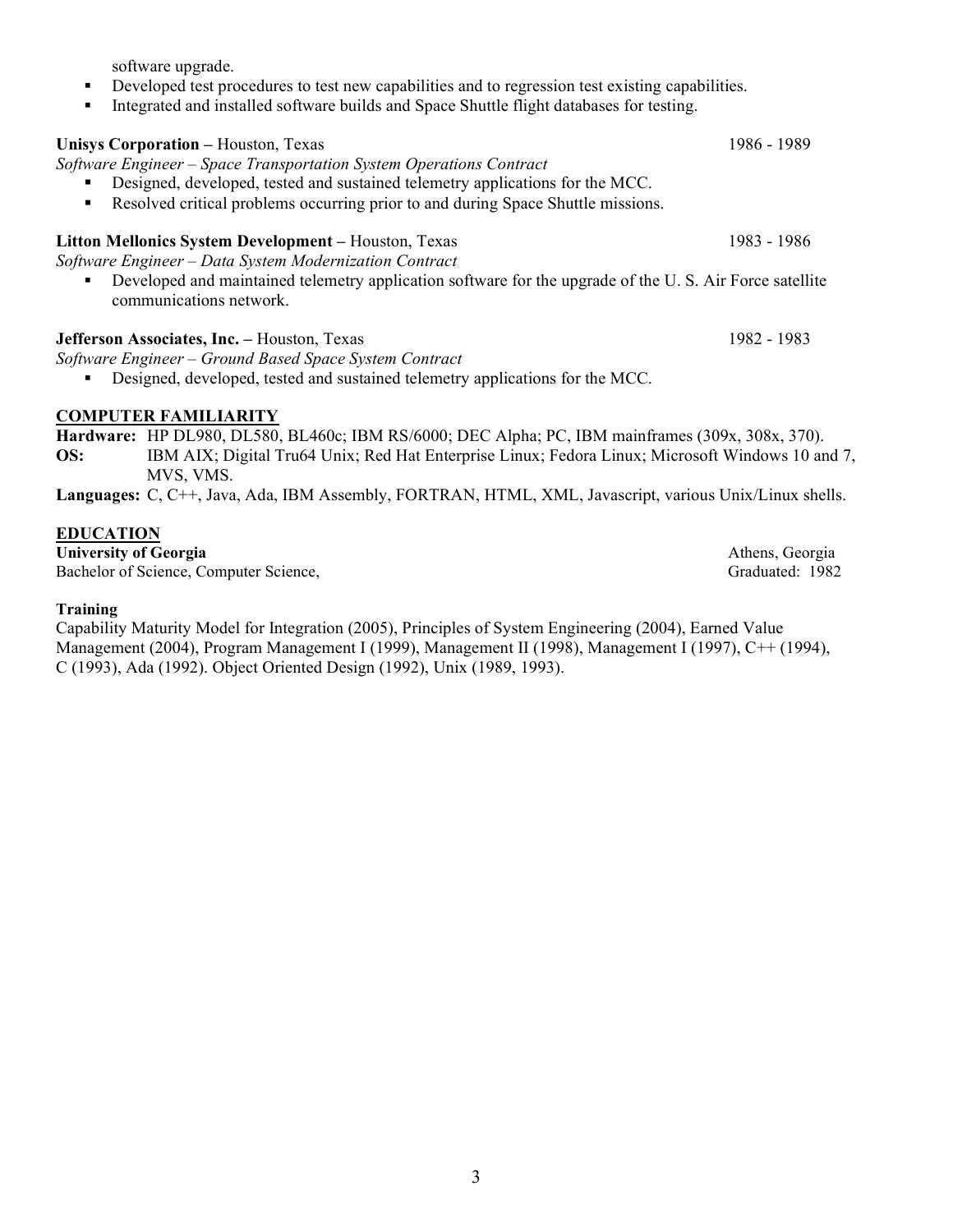software upgrade.

- Developed test procedures to test new capabilities and to regression test existing capabilities.
- Integrated and installed software builds and Space Shuttle flight databases for testing.

**Unisys Corporation –** Houston, Texas 1986 - 1989

*Software Engineer – Space Transportation System Operations Contract*

- Designed, developed, tested and sustained telemetry applications for the MCC.
- Resolved critical problems occurring prior to and during Space Shuttle missions.

**Litton Mellonics System Development –** Houston, Texas 1983 - 1986

*Software Engineer – Data System Modernization Contract*

- Developed and maintained telemetry application software for the upgrade of the U. S. Air Force satellite communications network.

**Jefferson Associates, Inc. –** Houston, Texas 1982 - 1983

*Software Engineer – Ground Based Space System Contract*

- Designed, developed, tested and sustained telemetry applications for the MCC.

## COMPUTER FAMILIARITY

**Hardware:** HP DL980, DL580, BL460c; IBM RS/6000; DEC Alpha; PC, IBM mainframes (309x, 308x, 370).

**OS:** IBM AIX; Digital Tru64 Unix; Red Hat Enterprise Linux; Fedora Linux; Microsoft Windows 10 and 7, MVS, VMS.

**Languages:** C, C++, Java, Ada, IBM Assembly, FORTRAN, HTML, XML, Javascript, various Unix/Linux shells.

## EDUCATION

**University of Georgia** Athens, Georgia

Bachelor of Science, Computer Science, Graduated: 1982

### Training

Capability Maturity Model for Integration (2005), Principles of System Engineering (2004), Earned Value Management (2004), Program Management I (1999), Management II (1998), Management I (1997), C++ (1994), C (1993), Ada (1992). Object Oriented Design (1992), Unix (1989, 1993).